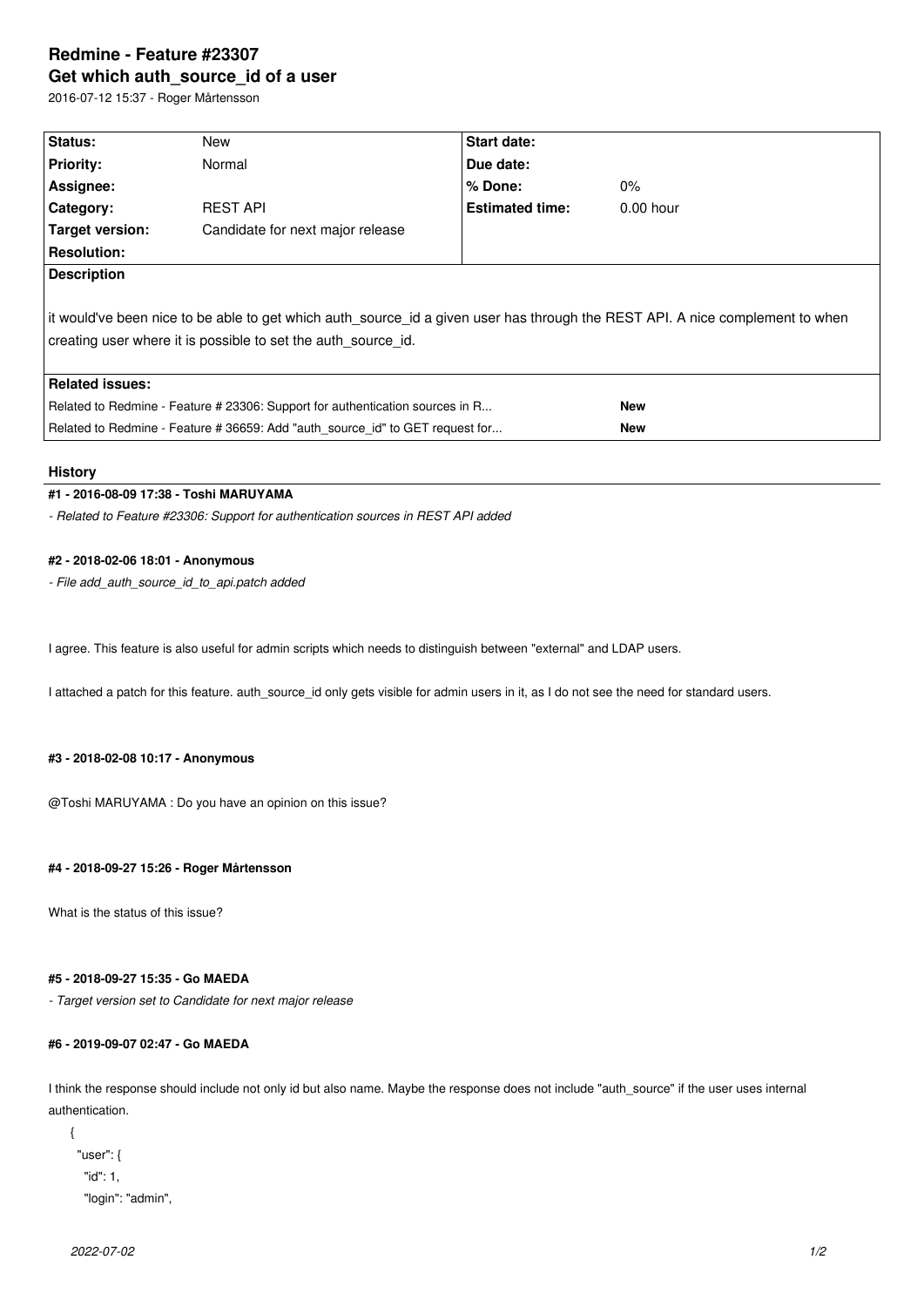# Redmine - Feature #23307

## Get which auth_source_id of a user

2016-07-12 15:37 - Roger Mårtensson

| Status: | New | Start date: | |
|---|---|---|---|
| Priority: | Normal | Due date: | |
| Assignee: | | % Done: | 0% |
| Category: | REST API | Estimated time: | 0.00 hour |
| Target version: | Candidate for next major release | | |
| Resolution: | | | |

**Description**

it would've been nice to be able to get which auth_source_id a given user has through the REST API. A nice complement to when creating user where it is possible to set the auth_source_id.

**Related issues:**

| | |
|---|---|
| Related to Redmine - Feature # 23306: Support for authentication sources in R... | **New** |
| Related to Redmine - Feature # 36659: Add "auth_source_id" to GET request for... | **New** |

### History

#### #1 - 2016-08-09 17:38 - Toshi MARUYAMA

*- Related to Feature #23306: Support for authentication sources in REST API added*

#### #2 - 2018-02-06 18:01 - Anonymous

*- File add_auth_source_id_to_api.patch added*

I agree. This feature is also useful for admin scripts which needs to distinguish between "external" and LDAP users.

I attached a patch for this feature. auth_source_id only gets visible for admin users in it, as I do not see the need for standard users.

#### #3 - 2018-02-08 10:17 - Anonymous

@Toshi MARUYAMA : Do you have an opinion on this issue?

#### #4 - 2018-09-27 15:26 - Roger Mårtensson

What is the status of this issue?

#### #5 - 2018-09-27 15:35 - Go MAEDA

*- Target version set to Candidate for next major release*

#### #6 - 2019-09-07 02:47 - Go MAEDA

I think the response should include not only id but also name. Maybe the response does not include "auth_source" if the user uses internal authentication.

```
{
  "user": {
    "id": 1,
    "login": "admin",
```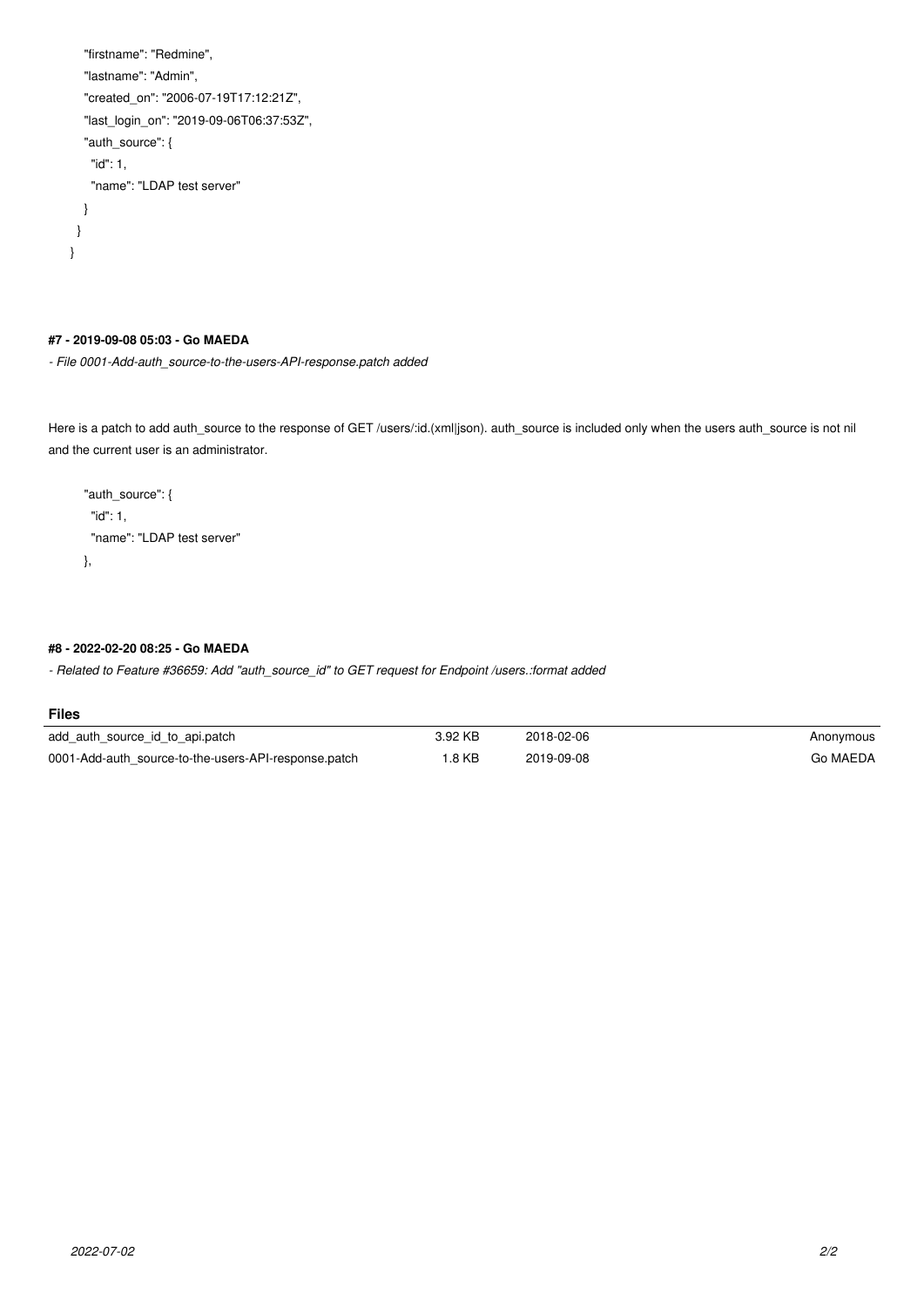```
    "firstname": "Redmine",
    "lastname": "Admin",
    "created_on": "2006-07-19T17:12:21Z",
    "last_login_on": "2019-09-06T06:37:53Z",
    "auth_source": {
      "id": 1,
      "name": "LDAP test server"
    }
  }
}
```

#### #7 - 2019-09-08 05:03 - Go MAEDA

*- File 0001-Add-auth_source-to-the-users-API-response.patch added*

Here is a patch to add auth_source to the response of GET /users/:id.(xml|json). auth_source is included only when the users auth_source is not nil and the current user is an administrator.

```
    "auth_source": {
      "id": 1,
      "name": "LDAP test server"
    },
```

#### #8 - 2022-02-20 08:25 - Go MAEDA

*- Related to Feature #36659: Add "auth_source_id" to GET request for Endpoint /users.:format added*

#### Files

| | | | |
|---|---|---|---|
| add_auth_source_id_to_api.patch | 3.92 KB | 2018-02-06 | Anonymous |
| 0001-Add-auth_source-to-the-users-API-response.patch | 1.8 KB | 2019-09-08 | Go MAEDA |